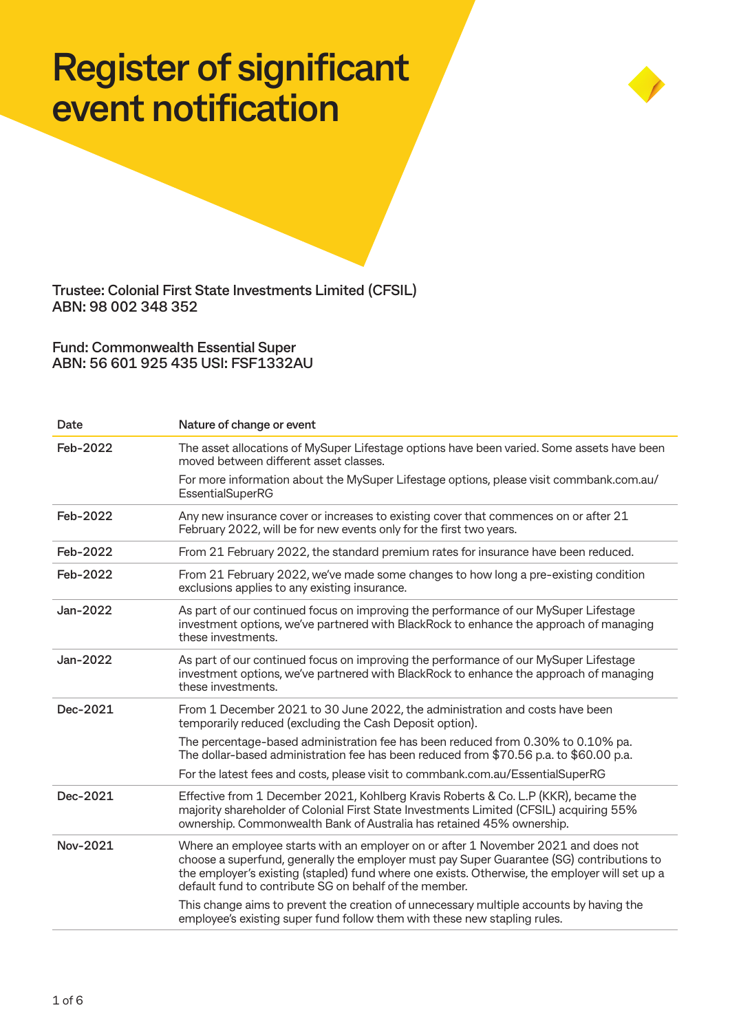# Register of significant event notification

**Trustee: Colonial First State Investments Limited (CFSIL)**
**ABN: 98 002 348 352**

**Fund: Commonwealth Essential Super**
**ABN: 56 601 925 435 USI: FSF1332AU**

| Date | Nature of change or event |
|---|---|
| **Feb-2022** | The asset allocations of MySuper Lifestage options have been varied. Some assets have been moved between different asset classes.<br><br>For more information about the MySuper Lifestage options, please visit commbank.com.au/EssentialSuperRG |
| **Feb-2022** | Any new insurance cover or increases to existing cover that commences on or after 21 February 2022, will be for new events only for the first two years. |
| **Feb-2022** | From 21 February 2022, the standard premium rates for insurance have been reduced. |
| **Feb-2022** | From 21 February 2022, we've made some changes to how long a pre-existing condition exclusions applies to any existing insurance. |
| **Jan-2022** | As part of our continued focus on improving the performance of our MySuper Lifestage investment options, we've partnered with BlackRock to enhance the approach of managing these investments. |
| **Jan-2022** | As part of our continued focus on improving the performance of our MySuper Lifestage investment options, we've partnered with BlackRock to enhance the approach of managing these investments. |
| **Dec-2021** | From 1 December 2021 to 30 June 2022, the administration and costs have been temporarily reduced (excluding the Cash Deposit option).<br><br>The percentage-based administration fee has been reduced from 0.30% to 0.10% pa. The dollar-based administration fee has been reduced from $70.56 p.a. to $60.00 p.a.<br><br>For the latest fees and costs, please visit to commbank.com.au/EssentialSuperRG |
| **Dec-2021** | Effective from 1 December 2021, Kohlberg Kravis Roberts & Co. L.P (KKR), became the majority shareholder of Colonial First State Investments Limited (CFSIL) acquiring 55% ownership. Commonwealth Bank of Australia has retained 45% ownership. |
| **Nov-2021** | Where an employee starts with an employer on or after 1 November 2021 and does not choose a superfund, generally the employer must pay Super Guarantee (SG) contributions to the employer's existing (stapled) fund where one exists. Otherwise, the employer will set up a default fund to contribute SG on behalf of the member.<br><br>This change aims to prevent the creation of unnecessary multiple accounts by having the employee's existing super fund follow them with these new stapling rules. |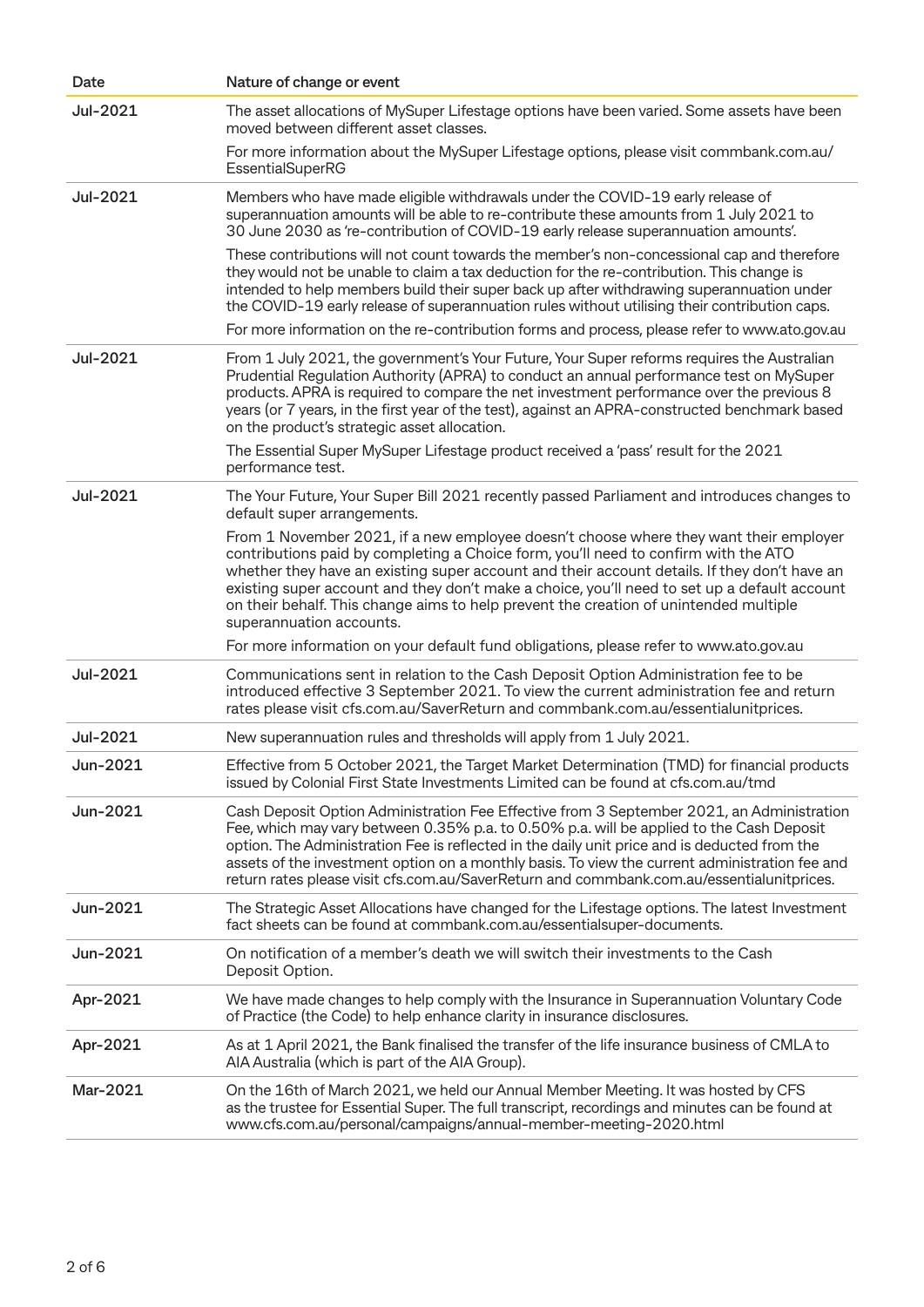| Date | Nature of change or event |
|---|---|
| Jul-2021 | The asset allocations of MySuper Lifestage options have been varied. Some assets have been moved between different asset classes.<br><br>For more information about the MySuper Lifestage options, please visit commbank.com.au/EssentialSuperRG |
| Jul-2021 | Members who have made eligible withdrawals under the COVID-19 early release of superannuation amounts will be able to re-contribute these amounts from 1 July 2021 to 30 June 2030 as 're-contribution of COVID-19 early release superannuation amounts'.<br><br>These contributions will not count towards the member's non-concessional cap and therefore they would not be unable to claim a tax deduction for the re-contribution. This change is intended to help members build their super back up after withdrawing superannuation under the COVID-19 early release of superannuation rules without utilising their contribution caps.<br><br>For more information on the re-contribution forms and process, please refer to www.ato.gov.au |
| Jul-2021 | From 1 July 2021, the government's Your Future, Your Super reforms requires the Australian Prudential Regulation Authority (APRA) to conduct an annual performance test on MySuper products. APRA is required to compare the net investment performance over the previous 8 years (or 7 years, in the first year of the test), against an APRA-constructed benchmark based on the product's strategic asset allocation.<br><br>The Essential Super MySuper Lifestage product received a 'pass' result for the 2021 performance test. |
| Jul-2021 | The Your Future, Your Super Bill 2021 recently passed Parliament and introduces changes to default super arrangements.<br><br>From 1 November 2021, if a new employee doesn't choose where they want their employer contributions paid by completing a Choice form, you'll need to confirm with the ATO whether they have an existing super account and their account details. If they don't have an existing super account and they don't make a choice, you'll need to set up a default account on their behalf. This change aims to help prevent the creation of unintended multiple superannuation accounts.<br><br>For more information on your default fund obligations, please refer to www.ato.gov.au |
| Jul-2021 | Communications sent in relation to the Cash Deposit Option Administration fee to be introduced effective 3 September 2021. To view the current administration fee and return rates please visit cfs.com.au/SaverReturn and commbank.com.au/essentialunitprices. |
| Jul-2021 | New superannuation rules and thresholds will apply from 1 July 2021. |
| Jun-2021 | Effective from 5 October 2021, the Target Market Determination (TMD) for financial products issued by Colonial First State Investments Limited can be found at cfs.com.au/tmd |
| Jun-2021 | Cash Deposit Option Administration Fee Effective from 3 September 2021, an Administration Fee, which may vary between 0.35% p.a. to 0.50% p.a. will be applied to the Cash Deposit option. The Administration Fee is reflected in the daily unit price and is deducted from the assets of the investment option on a monthly basis. To view the current administration fee and return rates please visit cfs.com.au/SaverReturn and commbank.com.au/essentialunitprices. |
| Jun-2021 | The Strategic Asset Allocations have changed for the Lifestage options. The latest Investment fact sheets can be found at commbank.com.au/essentialsuper-documents. |
| Jun-2021 | On notification of a member's death we will switch their investments to the Cash Deposit Option. |
| Apr-2021 | We have made changes to help comply with the Insurance in Superannuation Voluntary Code of Practice (the Code) to help enhance clarity in insurance disclosures. |
| Apr-2021 | As at 1 April 2021, the Bank finalised the transfer of the life insurance business of CMLA to AIA Australia (which is part of the AIA Group). |
| Mar-2021 | On the 16th of March 2021, we held our Annual Member Meeting. It was hosted by CFS as the trustee for Essential Super. The full transcript, recordings and minutes can be found at www.cfs.com.au/personal/campaigns/annual-member-meeting-2020.html |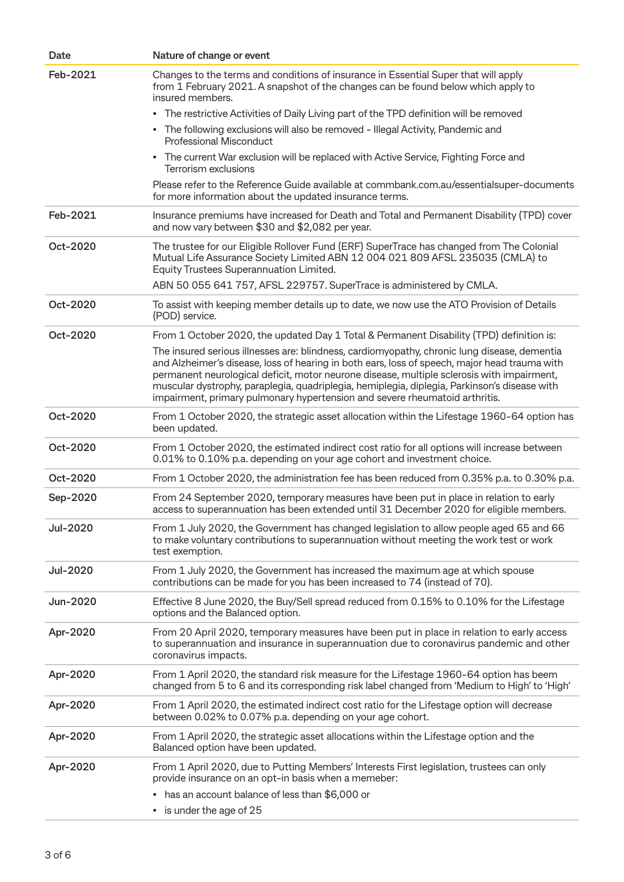| Date | Nature of change or event |
|---|---|
| Feb-2021 | Changes to the terms and conditions of insurance in Essential Super that will apply from 1 February 2021. A snapshot of the changes can be found below which apply to insured members.<br>• The restrictive Activities of Daily Living part of the TPD definition will be removed<br>• The following exclusions will also be removed - Illegal Activity, Pandemic and Professional Misconduct<br>• The current War exclusion will be replaced with Active Service, Fighting Force and Terrorism exclusions<br>Please refer to the Reference Guide available at commbank.com.au/essentialsuper-documents for more information about the updated insurance terms. |
| Feb-2021 | Insurance premiums have increased for Death and Total and Permanent Disability (TPD) cover and now vary between $30 and $2,082 per year. |
| Oct-2020 | The trustee for our Eligible Rollover Fund (ERF) SuperTrace has changed from The Colonial Mutual Life Assurance Society Limited ABN 12 004 021 809 AFSL 235035 (CMLA) to Equity Trustees Superannuation Limited.<br>ABN 50 055 641 757, AFSL 229757. SuperTrace is administered by CMLA. |
| Oct-2020 | To assist with keeping member details up to date, we now use the ATO Provision of Details (POD) service. |
| Oct-2020 | From 1 October 2020, the updated Day 1 Total & Permanent Disability (TPD) definition is:<br>The insured serious illnesses are: blindness, cardiomyopathy, chronic lung disease, dementia and Alzheimer's disease, loss of hearing in both ears, loss of speech, major head trauma with permanent neurological deficit, motor neurone disease, multiple sclerosis with impairment, muscular dystrophy, paraplegia, quadriplegia, hemiplegia, diplegia, Parkinson's disease with impairment, primary pulmonary hypertension and severe rheumatoid arthritis. |
| Oct-2020 | From 1 October 2020, the strategic asset allocation within the Lifestage 1960-64 option has been updated. |
| Oct-2020 | From 1 October 2020, the estimated indirect cost ratio for all options will increase between 0.01% to 0.10% p.a. depending on your age cohort and investment choice. |
| Oct-2020 | From 1 October 2020, the administration fee has been reduced from 0.35% p.a. to 0.30% p.a. |
| Sep-2020 | From 24 September 2020, temporary measures have been put in place in relation to early access to superannuation has been extended until 31 December 2020 for eligible members. |
| Jul-2020 | From 1 July 2020, the Government has changed legislation to allow people aged 65 and 66 to make voluntary contributions to superannuation without meeting the work test or work test exemption. |
| Jul-2020 | From 1 July 2020, the Government has increased the maximum age at which spouse contributions can be made for you has been increased to 74 (instead of 70). |
| Jun-2020 | Effective 8 June 2020, the Buy/Sell spread reduced from 0.15% to 0.10% for the Lifestage options and the Balanced option. |
| Apr-2020 | From 20 April 2020, temporary measures have been put in place in relation to early access to superannuation and insurance in superannuation due to coronavirus pandemic and other coronavirus impacts. |
| Apr-2020 | From 1 April 2020, the standard risk measure for the Lifestage 1960-64 option has beem changed from 5 to 6 and its corresponding risk label changed from 'Medium to High' to 'High' |
| Apr-2020 | From 1 April 2020, the estimated indirect cost ratio for the Lifestage option will decrease between 0.02% to 0.07% p.a. depending on your age cohort. |
| Apr-2020 | From 1 April 2020, the strategic asset allocations within the Lifestage option and the Balanced option have been updated. |
| Apr-2020 | From 1 April 2020, due to Putting Members' Interests First legislation, trustees can only provide insurance on an opt-in basis when a memeber:<br>• has an account balance of less than $6,000 or<br>• is under the age of 25 |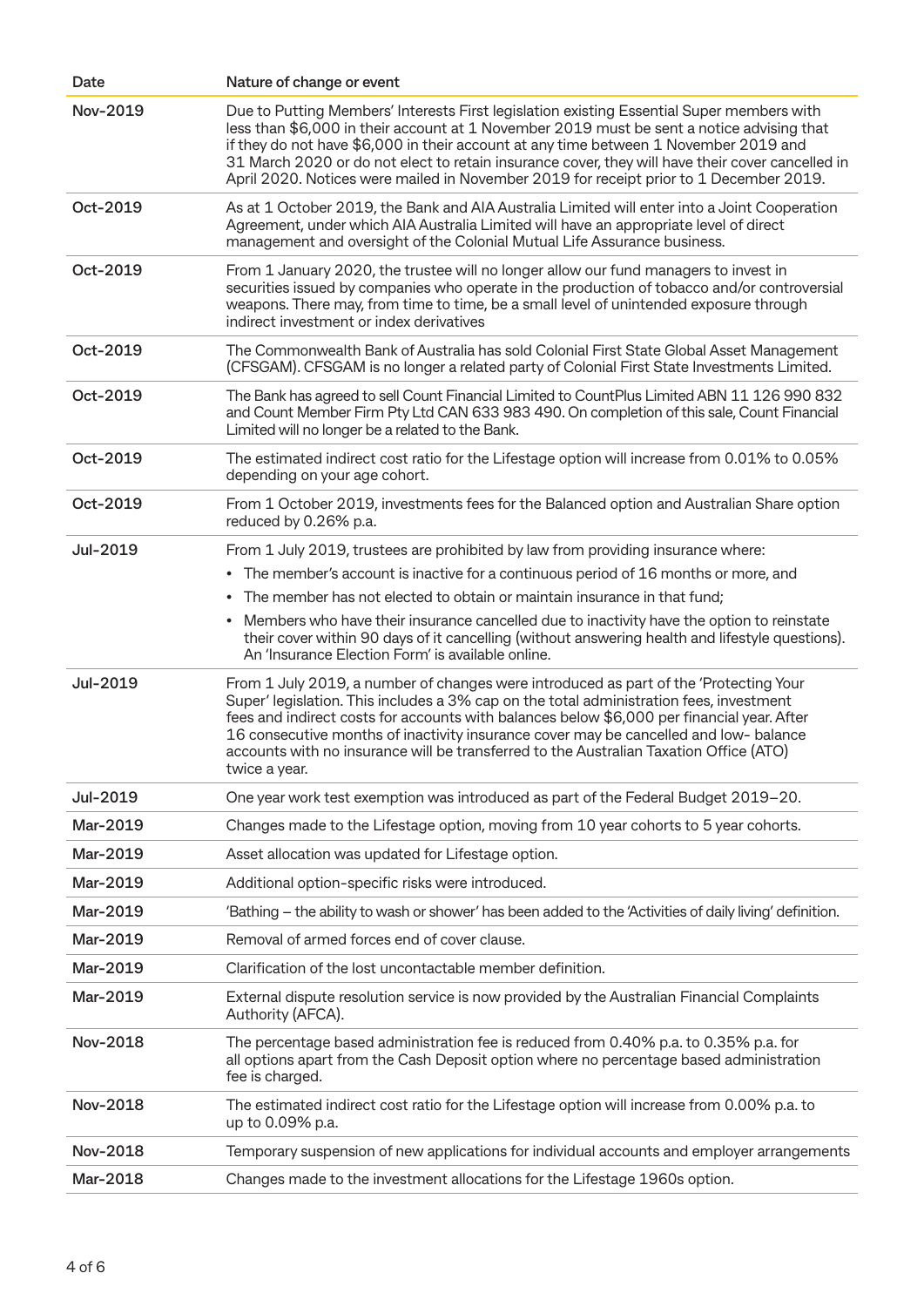| Date | Nature of change or event |
|---|---|
| Nov-2019 | Due to Putting Members' Interests First legislation existing Essential Super members with less than $6,000 in their account at 1 November 2019 must be sent a notice advising that if they do not have $6,000 in their account at any time between 1 November 2019 and 31 March 2020 or do not elect to retain insurance cover, they will have their cover cancelled in April 2020. Notices were mailed in November 2019 for receipt prior to 1 December 2019. |
| Oct-2019 | As at 1 October 2019, the Bank and AIA Australia Limited will enter into a Joint Cooperation Agreement, under which AIA Australia Limited will have an appropriate level of direct management and oversight of the Colonial Mutual Life Assurance business. |
| Oct-2019 | From 1 January 2020, the trustee will no longer allow our fund managers to invest in securities issued by companies who operate in the production of tobacco and/or controversial weapons. There may, from time to time, be a small level of unintended exposure through indirect investment or index derivatives |
| Oct-2019 | The Commonwealth Bank of Australia has sold Colonial First State Global Asset Management (CFSGAM). CFSGAM is no longer a related party of Colonial First State Investments Limited. |
| Oct-2019 | The Bank has agreed to sell Count Financial Limited to CountPlus Limited ABN 11 126 990 832 and Count Member Firm Pty Ltd CAN 633 983 490. On completion of this sale, Count Financial Limited will no longer be a related to the Bank. |
| Oct-2019 | The estimated indirect cost ratio for the Lifestage option will increase from 0.01% to 0.05% depending on your age cohort. |
| Oct-2019 | From 1 October 2019, investments fees for the Balanced option and Australian Share option reduced by 0.26% p.a. |
| Jul-2019 | From 1 July 2019, trustees are prohibited by law from providing insurance where:<br>• The member's account is inactive for a continuous period of 16 months or more, and<br>• The member has not elected to obtain or maintain insurance in that fund;<br>• Members who have their insurance cancelled due to inactivity have the option to reinstate their cover within 90 days of it cancelling (without answering health and lifestyle questions). An 'Insurance Election Form' is available online. |
| Jul-2019 | From 1 July 2019, a number of changes were introduced as part of the 'Protecting Your Super' legislation. This includes a 3% cap on the total administration fees, investment fees and indirect costs for accounts with balances below $6,000 per financial year. After 16 consecutive months of inactivity insurance cover may be cancelled and low- balance accounts with no insurance will be transferred to the Australian Taxation Office (ATO) twice a year. |
| Jul-2019 | One year work test exemption was introduced as part of the Federal Budget 2019–20. |
| Mar-2019 | Changes made to the Lifestage option, moving from 10 year cohorts to 5 year cohorts. |
| Mar-2019 | Asset allocation was updated for Lifestage option. |
| Mar-2019 | Additional option-specific risks were introduced. |
| Mar-2019 | 'Bathing – the ability to wash or shower' has been added to the 'Activities of daily living' definition. |
| Mar-2019 | Removal of armed forces end of cover clause. |
| Mar-2019 | Clarification of the lost uncontactable member definition. |
| Mar-2019 | External dispute resolution service is now provided by the Australian Financial Complaints Authority (AFCA). |
| Nov-2018 | The percentage based administration fee is reduced from 0.40% p.a. to 0.35% p.a. for all options apart from the Cash Deposit option where no percentage based administration fee is charged. |
| Nov-2018 | The estimated indirect cost ratio for the Lifestage option will increase from 0.00% p.a. to up to 0.09% p.a. |
| Nov-2018 | Temporary suspension of new applications for individual accounts and employer arrangements |
| Mar-2018 | Changes made to the investment allocations for the Lifestage 1960s option. |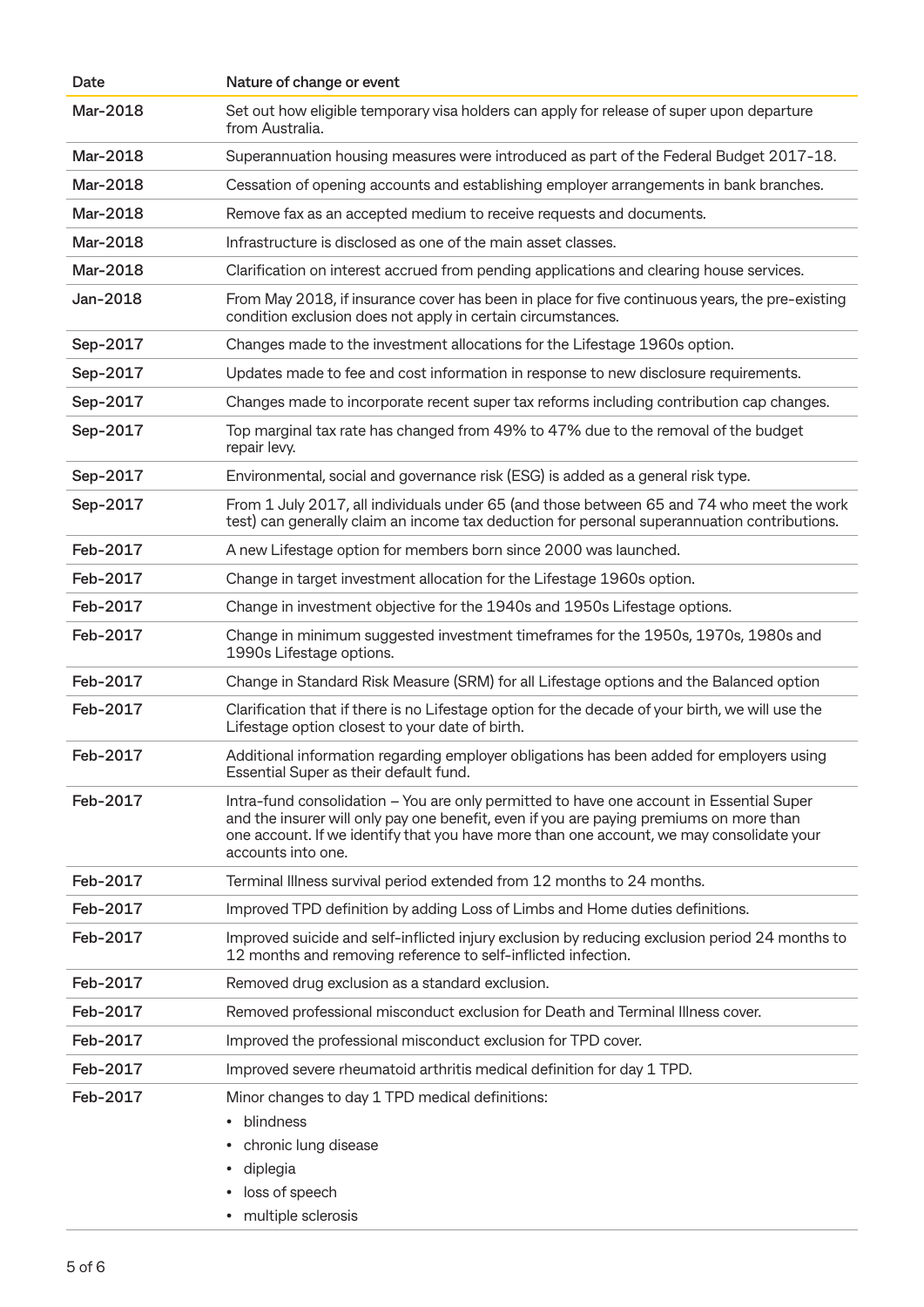| Date | Nature of change or event |
|---|---|
| Mar-2018 | Set out how eligible temporary visa holders can apply for release of super upon departure from Australia. |
| Mar-2018 | Superannuation housing measures were introduced as part of the Federal Budget 2017-18. |
| Mar-2018 | Cessation of opening accounts and establishing employer arrangements in bank branches. |
| Mar-2018 | Remove fax as an accepted medium to receive requests and documents. |
| Mar-2018 | Infrastructure is disclosed as one of the main asset classes. |
| Mar-2018 | Clarification on interest accrued from pending applications and clearing house services. |
| Jan-2018 | From May 2018, if insurance cover has been in place for five continuous years, the pre-existing condition exclusion does not apply in certain circumstances. |
| Sep-2017 | Changes made to the investment allocations for the Lifestage 1960s option. |
| Sep-2017 | Updates made to fee and cost information in response to new disclosure requirements. |
| Sep-2017 | Changes made to incorporate recent super tax reforms including contribution cap changes. |
| Sep-2017 | Top marginal tax rate has changed from 49% to 47% due to the removal of the budget repair levy. |
| Sep-2017 | Environmental, social and governance risk (ESG) is added as a general risk type. |
| Sep-2017 | From 1 July 2017, all individuals under 65 (and those between 65 and 74 who meet the work test) can generally claim an income tax deduction for personal superannuation contributions. |
| Feb-2017 | A new Lifestage option for members born since 2000 was launched. |
| Feb-2017 | Change in target investment allocation for the Lifestage 1960s option. |
| Feb-2017 | Change in investment objective for the 1940s and 1950s Lifestage options. |
| Feb-2017 | Change in minimum suggested investment timeframes for the 1950s, 1970s, 1980s and 1990s Lifestage options. |
| Feb-2017 | Change in Standard Risk Measure (SRM) for all Lifestage options and the Balanced option |
| Feb-2017 | Clarification that if there is no Lifestage option for the decade of your birth, we will use the Lifestage option closest to your date of birth. |
| Feb-2017 | Additional information regarding employer obligations has been added for employers using Essential Super as their default fund. |
| Feb-2017 | Intra-fund consolidation – You are only permitted to have one account in Essential Super and the insurer will only pay one benefit, even if you are paying premiums on more than one account. If we identify that you have more than one account, we may consolidate your accounts into one. |
| Feb-2017 | Terminal Illness survival period extended from 12 months to 24 months. |
| Feb-2017 | Improved TPD definition by adding Loss of Limbs and Home duties definitions. |
| Feb-2017 | Improved suicide and self-inflicted injury exclusion by reducing exclusion period 24 months to 12 months and removing reference to self-inflicted infection. |
| Feb-2017 | Removed drug exclusion as a standard exclusion. |
| Feb-2017 | Removed professional misconduct exclusion for Death and Terminal Illness cover. |
| Feb-2017 | Improved the professional misconduct exclusion for TPD cover. |
| Feb-2017 | Improved severe rheumatoid arthritis medical definition for day 1 TPD. |
| Feb-2017 | Minor changes to day 1 TPD medical definitions:<br>• blindness<br>• chronic lung disease<br>• diplegia<br>• loss of speech<br>• multiple sclerosis |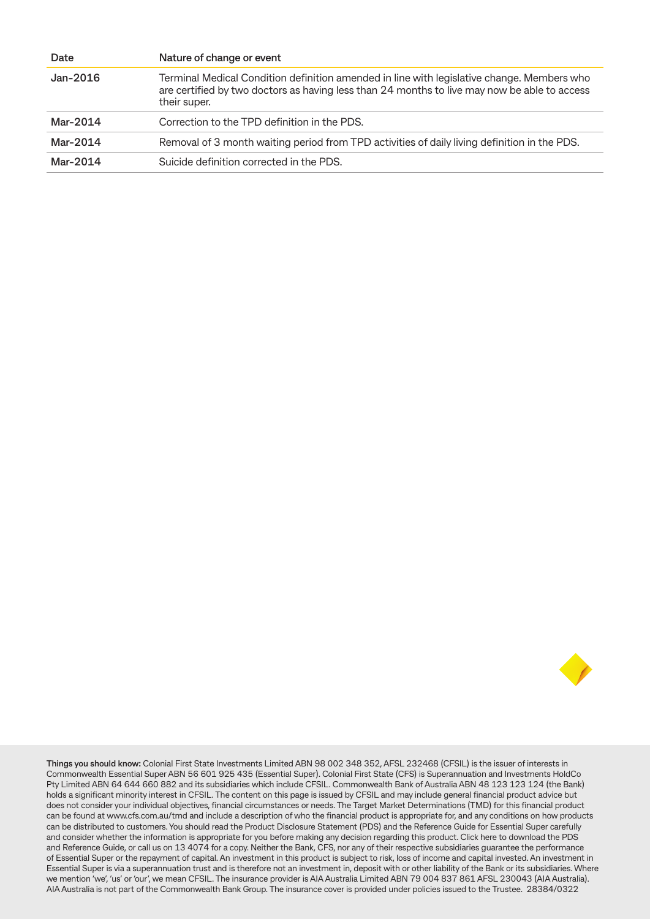| Date | Nature of change or event |
| --- | --- |
| Jan-2016 | Terminal Medical Condition definition amended in line with legislative change. Members who are certified by two doctors as having less than 24 months to live may now be able to access their super. |
| Mar-2014 | Correction to the TPD definition in the PDS. |
| Mar-2014 | Removal of 3 month waiting period from TPD activities of daily living definition in the PDS. |
| Mar-2014 | Suicide definition corrected in the PDS. |

**Things you should know:** Colonial First State Investments Limited ABN 98 002 348 352, AFSL 232468 (CFSIL) is the issuer of interests in Commonwealth Essential Super ABN 56 601 925 435 (Essential Super). Colonial First State (CFS) is Superannuation and Investments HoldCo Pty Limited ABN 64 644 660 882 and its subsidiaries which include CFSIL. Commonwealth Bank of Australia ABN 48 123 123 124 (the Bank) holds a significant minority interest in CFSIL. The content on this page is issued by CFSIL and may include general financial product advice but does not consider your individual objectives, financial circumstances or needs. The Target Market Determinations (TMD) for this financial product can be found at www.cfs.com.au/tmd and include a description of who the financial product is appropriate for, and any conditions on how products can be distributed to customers. You should read the Product Disclosure Statement (PDS) and the Reference Guide for Essential Super carefully and consider whether the information is appropriate for you before making any decision regarding this product. Click here to download the PDS and Reference Guide, or call us on 13 4074 for a copy. Neither the Bank, CFS, nor any of their respective subsidiaries guarantee the performance of Essential Super or the repayment of capital. An investment in this product is subject to risk, loss of income and capital invested. An investment in Essential Super is via a superannuation trust and is therefore not an investment in, deposit with or other liability of the Bank or its subsidiaries. Where we mention 'we', 'us' or 'our', we mean CFSIL. The insurance provider is AIA Australia Limited ABN 79 004 837 861 AFSL 230043 (AIA Australia). AIA Australia is not part of the Commonwealth Bank Group. The insurance cover is provided under policies issued to the Trustee. 28384/0322